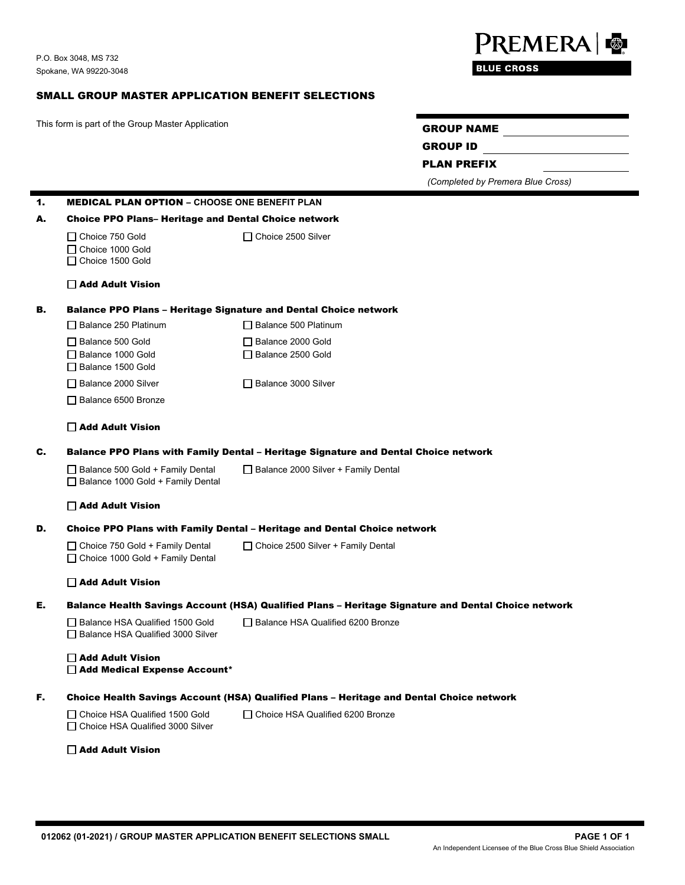P.O. Box 3048, MS 732
Spokane, WA 99220-3048

PREMERA | BLUE CROSS

## SMALL GROUP MASTER APPLICATION BENEFIT SELECTIONS

This form is part of the Group Master Application

**GROUP NAME** ____________________

**GROUP ID** ____________________

**PLAN PREFIX** ____________________

*(Completed by Premera Blue Cross)*

### 1. MEDICAL PLAN OPTION – CHOOSE ONE BENEFIT PLAN

#### A. Choice PPO Plans– Heritage and Dental Choice network

- ☐ Choice 750 Gold
- ☐ Choice 1000 Gold
- ☐ Choice 1500 Gold
- ☐ Choice 2500 Silver

☐ **Add Adult Vision**

#### B. Balance PPO Plans – Heritage Signature and Dental Choice network

- ☐ Balance 250 Platinum
- ☐ Balance 500 Platinum
- ☐ Balance 500 Gold
- ☐ Balance 1000 Gold
- ☐ Balance 1500 Gold
- ☐ Balance 2000 Gold
- ☐ Balance 2500 Gold
- ☐ Balance 2000 Silver
- ☐ Balance 3000 Silver
- ☐ Balance 6500 Bronze

☐ **Add Adult Vision**

#### C. Balance PPO Plans with Family Dental – Heritage Signature and Dental Choice network

- ☐ Balance 500 Gold + Family Dental
- ☐ Balance 1000 Gold + Family Dental
- ☐ Balance 2000 Silver + Family Dental

☐ **Add Adult Vision**

#### D. Choice PPO Plans with Family Dental – Heritage and Dental Choice network

- ☐ Choice 750 Gold + Family Dental
- ☐ Choice 1000 Gold + Family Dental
- ☐ Choice 2500 Silver + Family Dental

☐ **Add Adult Vision**

#### E. Balance Health Savings Account (HSA) Qualified Plans – Heritage Signature and Dental Choice network

- ☐ Balance HSA Qualified 1500 Gold
- ☐ Balance HSA Qualified 3000 Silver
- ☐ Balance HSA Qualified 6200 Bronze

☐ **Add Adult Vision**
☐ **Add Medical Expense Account***

#### F. Choice Health Savings Account (HSA) Qualified Plans – Heritage and Dental Choice network

- ☐ Choice HSA Qualified 1500 Gold
- ☐ Choice HSA Qualified 3000 Silver
- ☐ Choice HSA Qualified 6200 Bronze

☐ **Add Adult Vision**

012062 (01-2021) / GROUP MASTER APPLICATION BENEFIT SELECTIONS SMALL

An Independent Licensee of the Blue Cross Blue Shield Association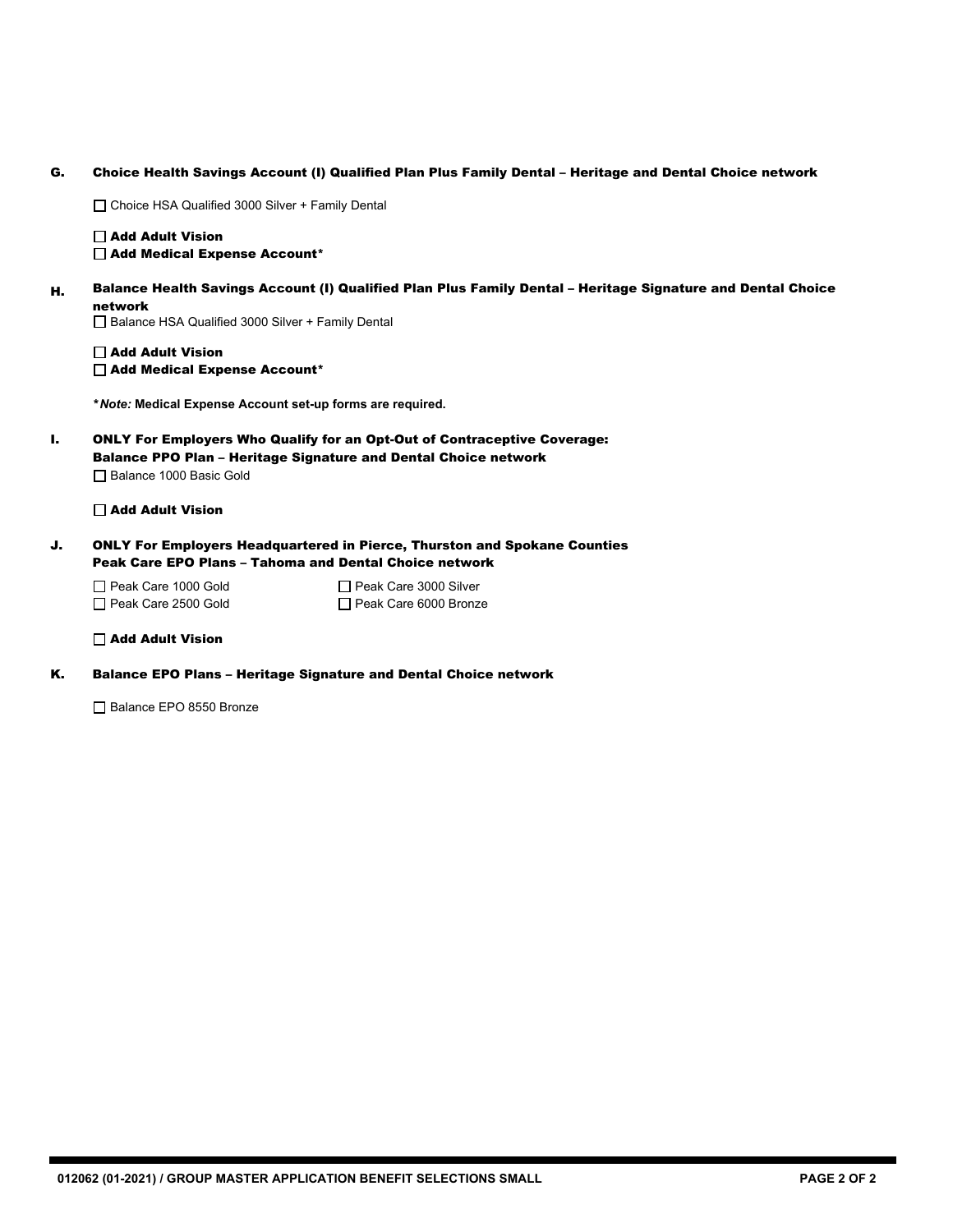**G. Choice Health Savings Account (I) Qualified Plan Plus Family Dental – Heritage and Dental Choice network**

☐ Choice HSA Qualified 3000 Silver + Family Dental

☐ **Add Adult Vision**
☐ **Add Medical Expense Account***

**H. Balance Health Savings Account (I) Qualified Plan Plus Family Dental – Heritage Signature and Dental Choice network**

☐ Balance HSA Qualified 3000 Silver + Family Dental

☐ **Add Adult Vision**
☐ **Add Medical Expense Account***

***Note:* Medical Expense Account set-up forms are required.**

**I. ONLY For Employers Who Qualify for an Opt-Out of Contraceptive Coverage: Balance PPO Plan – Heritage Signature and Dental Choice network**

☐ Balance 1000 Basic Gold

☐ **Add Adult Vision**

**J. ONLY For Employers Headquartered in Pierce, Thurston and Spokane Counties Peak Care EPO Plans – Tahoma and Dental Choice network**

☐ Peak Care 1000 Gold
☐ Peak Care 2500 Gold
☐ Peak Care 3000 Silver
☐ Peak Care 6000 Bronze

☐ **Add Adult Vision**

**K. Balance EPO Plans – Heritage Signature and Dental Choice network**

☐ Balance EPO 8550 Bronze

012062 (01-2021) / GROUP MASTER APPLICATION BENEFIT SELECTIONS SMALL